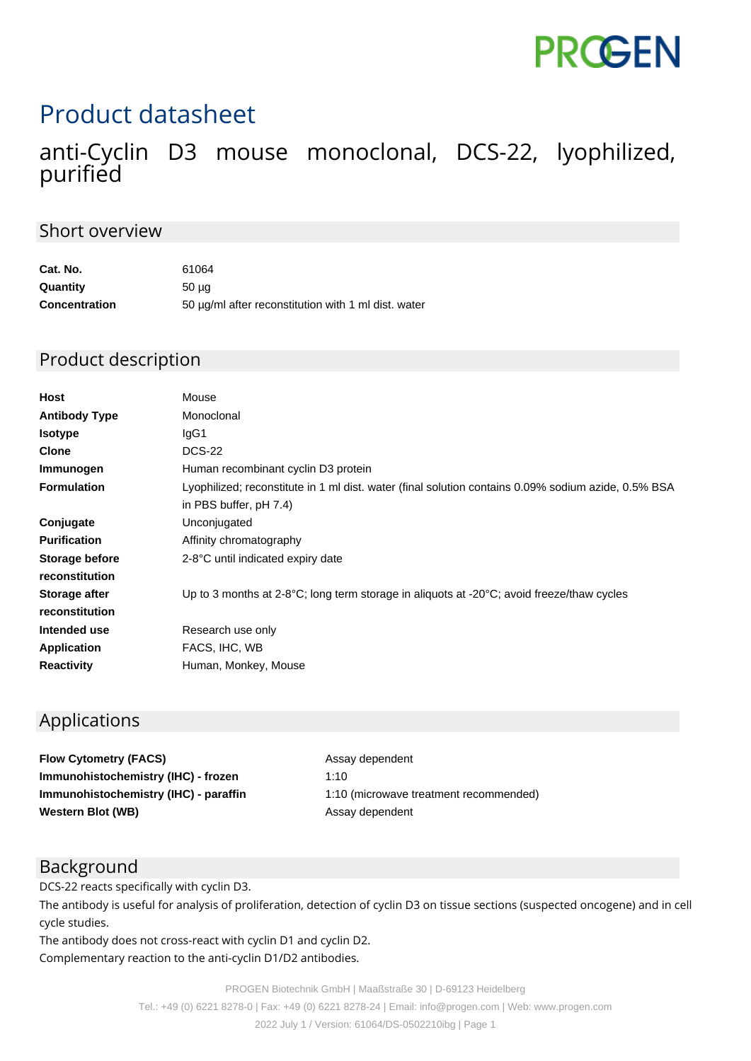# Product datasheet

## anti-Cyclin D3 mouse monoclonal, DCS-22, lyophilized, purified

### Short overview

| | |
|---|---|
| **Cat. No.** | 61064 |
| **Quantity** | 50 µg |
| **Concentration** | 50 µg/ml after reconstitution with 1 ml dist. water |

### Product description

| | |
|---|---|
| **Host** | Mouse |
| **Antibody Type** | Monoclonal |
| **Isotype** | IgG1 |
| **Clone** | DCS-22 |
| **Immunogen** | Human recombinant cyclin D3 protein |
| **Formulation** | Lyophilized; reconstitute in 1 ml dist. water (final solution contains 0.09% sodium azide, 0.5% BSA in PBS buffer, pH 7.4) |
| **Conjugate** | Unconjugated |
| **Purification** | Affinity chromatography |
| **Storage before reconstitution** | 2-8°C until indicated expiry date |
| **Storage after reconstitution** | Up to 3 months at 2-8°C; long term storage in aliquots at -20°C; avoid freeze/thaw cycles |
| **Intended use** | Research use only |
| **Application** | FACS, IHC, WB |
| **Reactivity** | Human, Monkey, Mouse |

### Applications

| | |
|---|---|
| **Flow Cytometry (FACS)** | Assay dependent |
| **Immunohistochemistry (IHC) - frozen** | 1:10 |
| **Immunohistochemistry (IHC) - paraffin** | 1:10 (microwave treatment recommended) |
| **Western Blot (WB)** | Assay dependent |

### Background

DCS-22 reacts specifically with cyclin D3.

The antibody is useful for analysis of proliferation, detection of cyclin D3 on tissue sections (suspected oncogene) and in cell cycle studies.

The antibody does not cross-react with cyclin D1 and cyclin D2.

Complementary reaction to the anti-cyclin D1/D2 antibodies.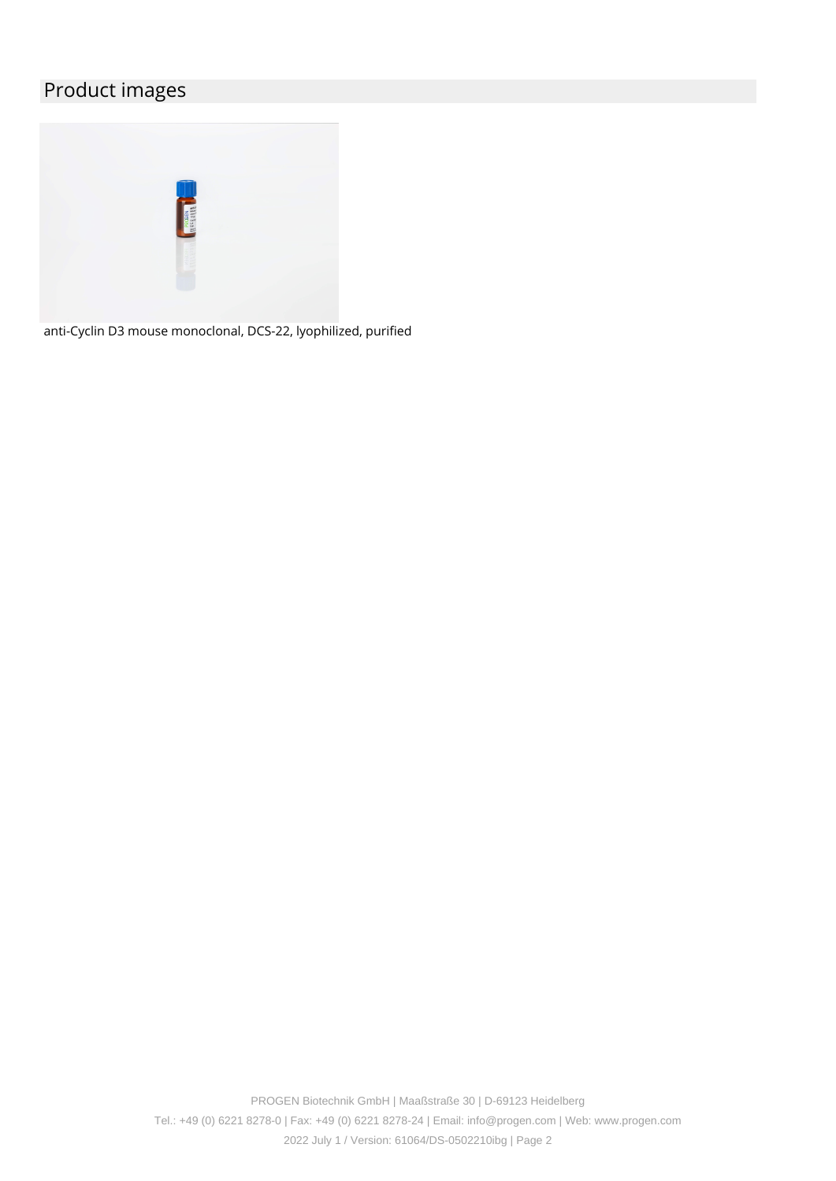## Product images

anti-Cyclin D3 mouse monoclonal, DCS-22, lyophilized, purified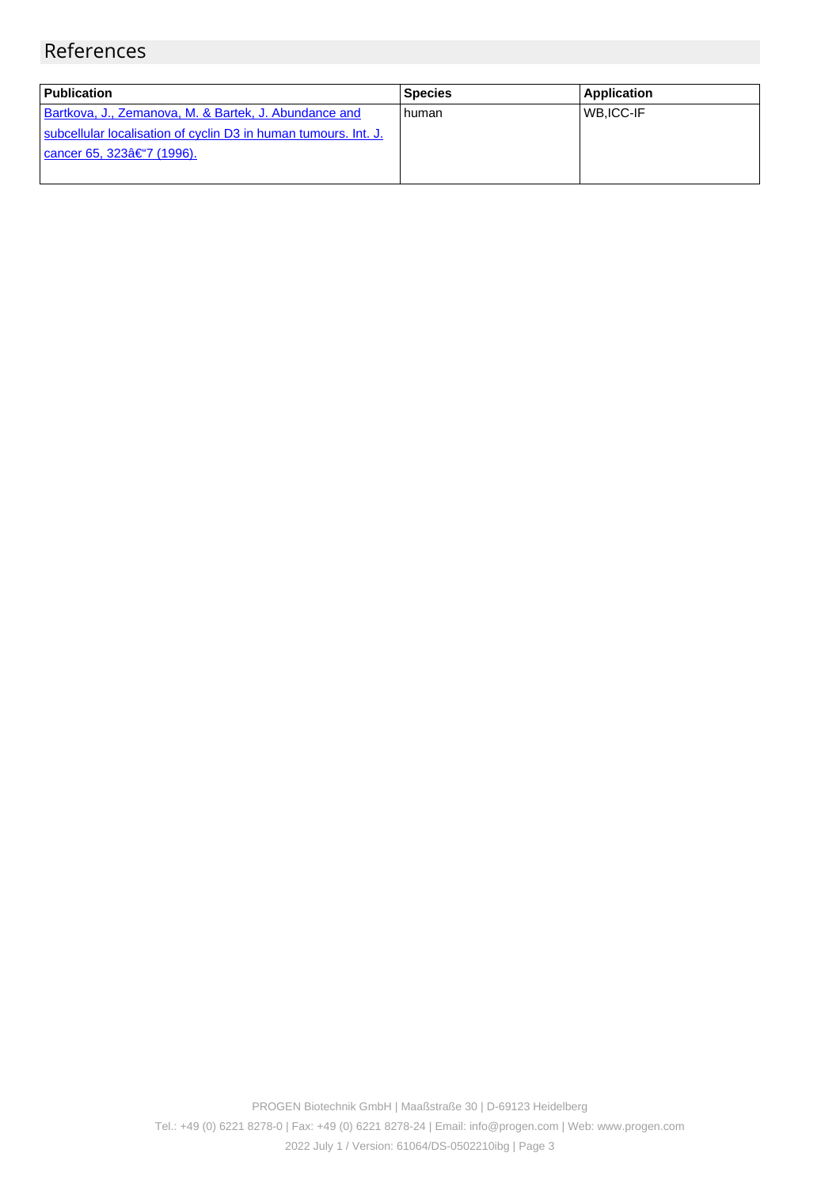## References

| Publication | Species | Application |
|---|---|---|
| Bartkova, J., Zemanova, M. & Bartek, J. Abundance and subcellular localisation of cyclin D3 in human tumours. Int. J. cancer 65, 323â€"7 (1996). | human | WB,ICC-IF |